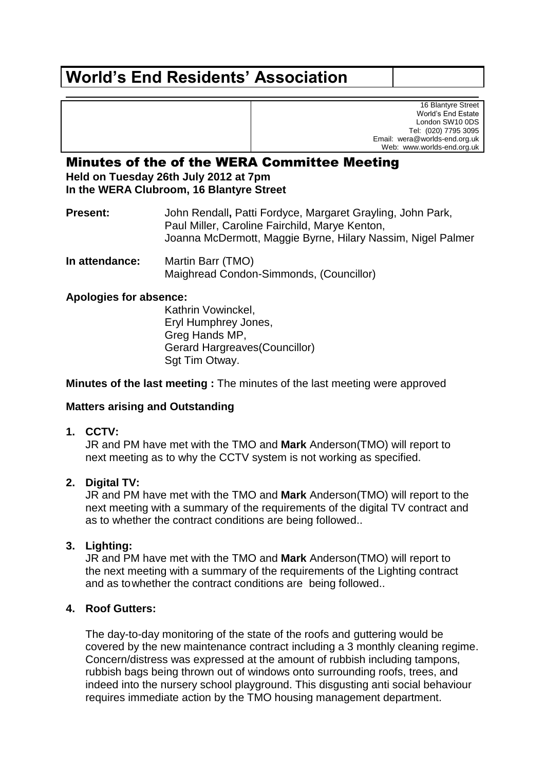# World's End Residents' Association

16 Blantyre Street
World's End Estate
London SW10 0DS
Tel: (020) 7795 3095
Email: wera@worlds-end.org.uk
Web: www.worlds-end.org.uk

## Minutes of the of the WERA Committee Meeting

**Held on Tuesday 26th July 2012 at 7pm**
**In the WERA Clubroom, 16 Blantyre Street**

**Present:** John Rendall**,** Patti Fordyce, Margaret Grayling, John Park, Paul Miller, Caroline Fairchild, Marye Kenton, Joanna McDermott, Maggie Byrne, Hilary Nassim, Nigel Palmer

**In attendance:** Martin Barr (TMO)
Maighread Condon-Simmonds, (Councillor)

**Apologies for absence:**
Kathrin Vowinckel,
Eryl Humphrey Jones,
Greg Hands MP,
Gerard Hargreaves(Councillor)
Sgt Tim Otway.

**Minutes of the last meeting :** The minutes of the last meeting were approved

**Matters arising and Outstanding**

1. **CCTV:**
   JR and PM have met with the TMO and **Mark** Anderson(TMO) will report to next meeting as to why the CCTV system is not working as specified.

2. **Digital TV:**
   JR and PM have met with the TMO and **Mark** Anderson(TMO) will report to the next meeting with a summary of the requirements of the digital TV contract and as to whether the contract conditions are being followed..

3. **Lighting:**
   JR and PM have met with the TMO and **Mark** Anderson(TMO) will report to the next meeting with a summary of the requirements of the Lighting contract and as towhether the contract conditions are being followed..

4. **Roof Gutters:**

   The day-to-day monitoring of the state of the roofs and guttering would be covered by the new maintenance contract including a 3 monthly cleaning regime. Concern/distress was expressed at the amount of rubbish including tampons, rubbish bags being thrown out of windows onto surrounding roofs, trees, and indeed into the nursery school playground. This disgusting anti social behaviour requires immediate action by the TMO housing management department.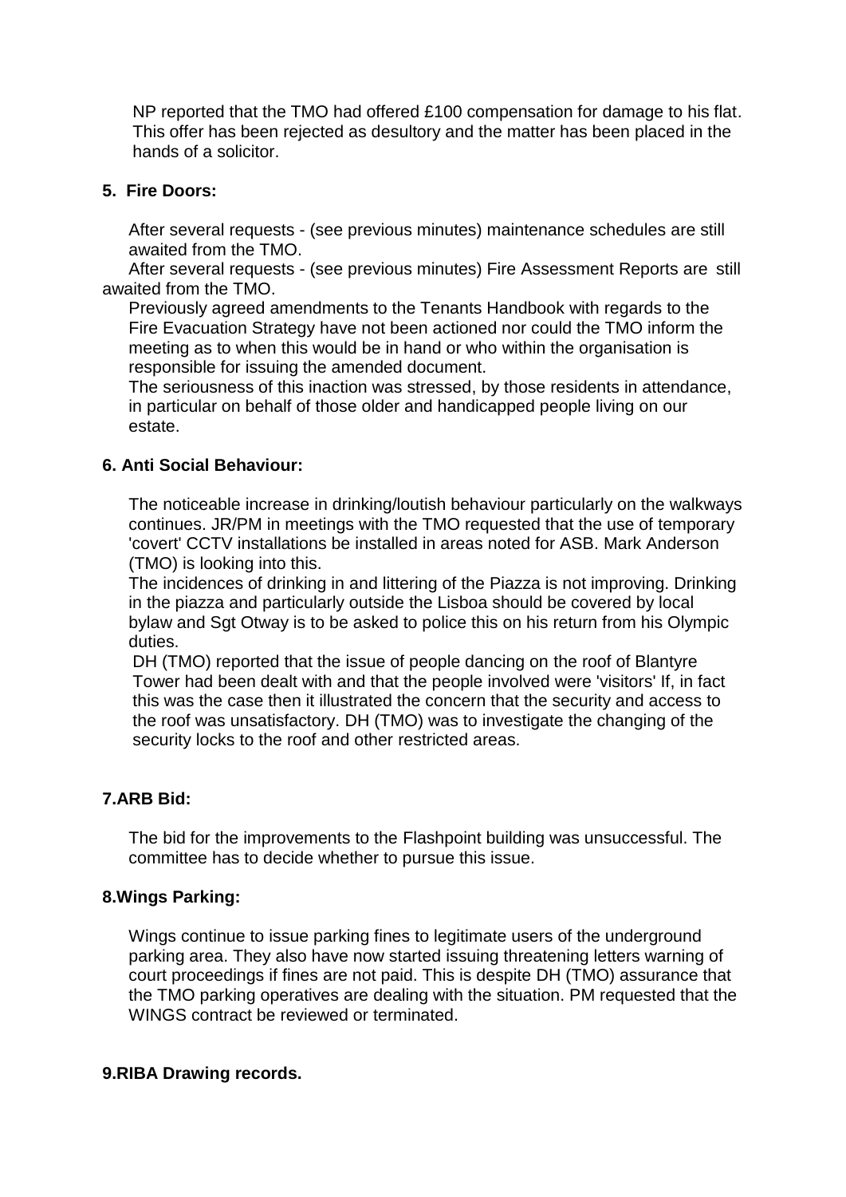NP reported that the TMO had offered £100 compensation for damage to his flat. This offer has been rejected as desultory and the matter has been placed in the hands of a solicitor.

**5. Fire Doors:**

After several requests - (see previous minutes) maintenance schedules are still awaited from the TMO.

After several requests - (see previous minutes) Fire Assessment Reports are still awaited from the TMO.

Previously agreed amendments to the Tenants Handbook with regards to the Fire Evacuation Strategy have not been actioned nor could the TMO inform the meeting as to when this would be in hand or who within the organisation is responsible for issuing the amended document.

The seriousness of this inaction was stressed, by those residents in attendance, in particular on behalf of those older and handicapped people living on our estate.

**6. Anti Social Behaviour:**

The noticeable increase in drinking/loutish behaviour particularly on the walkways continues. JR/PM in meetings with the TMO requested that the use of temporary 'covert' CCTV installations be installed in areas noted for ASB. Mark Anderson (TMO) is looking into this.

The incidences of drinking in and littering of the Piazza is not improving. Drinking in the piazza and particularly outside the Lisboa should be covered by local bylaw and Sgt Otway is to be asked to police this on his return from his Olympic duties.

DH (TMO) reported that the issue of people dancing on the roof of Blantyre Tower had been dealt with and that the people involved were 'visitors' If, in fact this was the case then it illustrated the concern that the security and access to the roof was unsatisfactory. DH (TMO) was to investigate the changing of the security locks to the roof and other restricted areas.

**7.ARB Bid:**

The bid for the improvements to the Flashpoint building was unsuccessful. The committee has to decide whether to pursue this issue.

**8.Wings Parking:**

Wings continue to issue parking fines to legitimate users of the underground parking area. They also have now started issuing threatening letters warning of court proceedings if fines are not paid. This is despite DH (TMO) assurance that the TMO parking operatives are dealing with the situation. PM requested that the WINGS contract be reviewed or terminated.

**9.RIBA Drawing records.**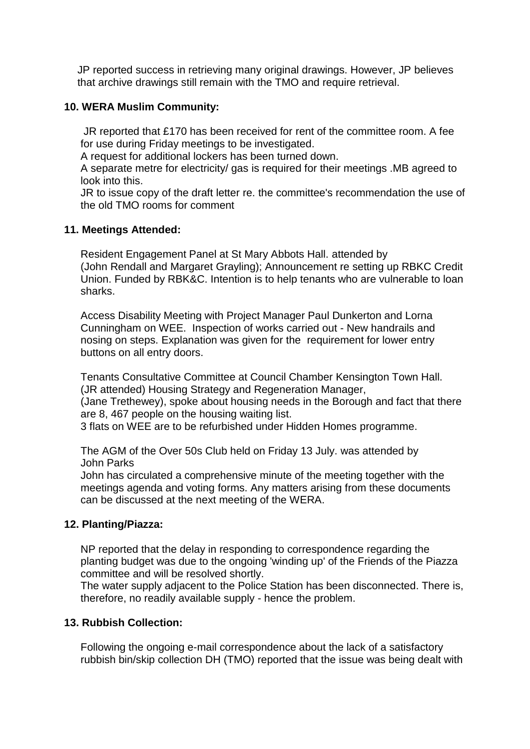JP reported success in retrieving many original drawings. However, JP believes that archive drawings still remain with the TMO and require retrieval.

**10. WERA Muslim Community:**

JR reported that £170 has been received for rent of the committee room. A fee for use during Friday meetings to be investigated.
A request for additional lockers has been turned down.
A separate metre for electricity/ gas is required for their meetings .MB agreed to look into this.
JR to issue copy of the draft letter re. the committee's recommendation the use of the old TMO rooms for comment

**11. Meetings Attended:**

Resident Engagement Panel at St Mary Abbots Hall. attended by (John Rendall and Margaret Grayling); Announcement re setting up RBKC Credit Union. Funded by RBK&C. Intention is to help tenants who are vulnerable to loan sharks.

Access Disability Meeting with Project Manager Paul Dunkerton and Lorna Cunningham on WEE. Inspection of works carried out - New handrails and nosing on steps. Explanation was given for the requirement for lower entry buttons on all entry doors.

Tenants Consultative Committee at Council Chamber Kensington Town Hall. (JR attended) Housing Strategy and Regeneration Manager, (Jane Trethewey), spoke about housing needs in the Borough and fact that there are 8, 467 people on the housing waiting list.
3 flats on WEE are to be refurbished under Hidden Homes programme.

The AGM of the Over 50s Club held on Friday 13 July. was attended by John Parks
John has circulated a comprehensive minute of the meeting together with the meetings agenda and voting forms. Any matters arising from these documents can be discussed at the next meeting of the WERA.

**12. Planting/Piazza:**

NP reported that the delay in responding to correspondence regarding the planting budget was due to the ongoing 'winding up' of the Friends of the Piazza committee and will be resolved shortly.
The water supply adjacent to the Police Station has been disconnected. There is, therefore, no readily available supply - hence the problem.

**13. Rubbish Collection:**

Following the ongoing e-mail correspondence about the lack of a satisfactory rubbish bin/skip collection DH (TMO) reported that the issue was being dealt with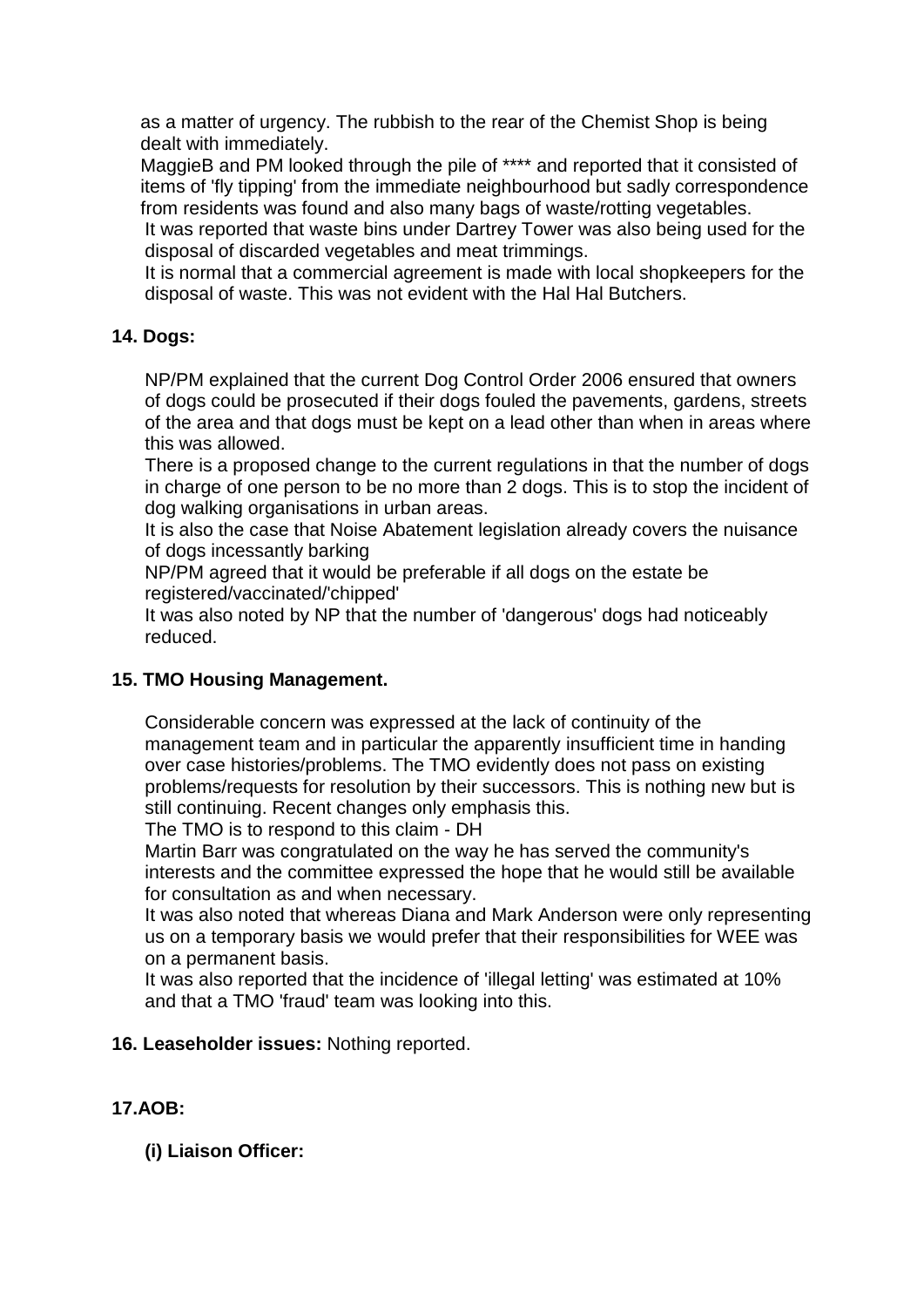as a matter of urgency. The rubbish to the rear of the Chemist Shop is being dealt with immediately.

MaggieB and PM looked through the pile of **** and reported that it consisted of items of 'fly tipping' from the immediate neighbourhood but sadly correspondence from residents was found and also many bags of waste/rotting vegetables.

It was reported that waste bins under Dartrey Tower was also being used for the disposal of discarded vegetables and meat trimmings.

It is normal that a commercial agreement is made with local shopkeepers for the disposal of waste. This was not evident with the Hal Hal Butchers.

**14. Dogs:**

NP/PM explained that the current Dog Control Order 2006 ensured that owners of dogs could be prosecuted if their dogs fouled the pavements, gardens, streets of the area and that dogs must be kept on a lead other than when in areas where this was allowed.

There is a proposed change to the current regulations in that the number of dogs in charge of one person to be no more than 2 dogs. This is to stop the incident of dog walking organisations in urban areas.

It is also the case that Noise Abatement legislation already covers the nuisance of dogs incessantly barking

NP/PM agreed that it would be preferable if all dogs on the estate be registered/vaccinated/'chipped'

It was also noted by NP that the number of 'dangerous' dogs had noticeably reduced.

**15. TMO Housing Management.**

Considerable concern was expressed at the lack of continuity of the management team and in particular the apparently insufficient time in handing over case histories/problems. The TMO evidently does not pass on existing problems/requests for resolution by their successors. This is nothing new but is still continuing. Recent changes only emphasis this.

The TMO is to respond to this claim - DH

Martin Barr was congratulated on the way he has served the community's interests and the committee expressed the hope that he would still be available for consultation as and when necessary.

It was also noted that whereas Diana and Mark Anderson were only representing us on a temporary basis we would prefer that their responsibilities for WEE was on a permanent basis.

It was also reported that the incidence of 'illegal letting' was estimated at 10% and that a TMO 'fraud' team was looking into this.

**16. Leaseholder issues:** Nothing reported.

**17.AOB:**

**(i) Liaison Officer:**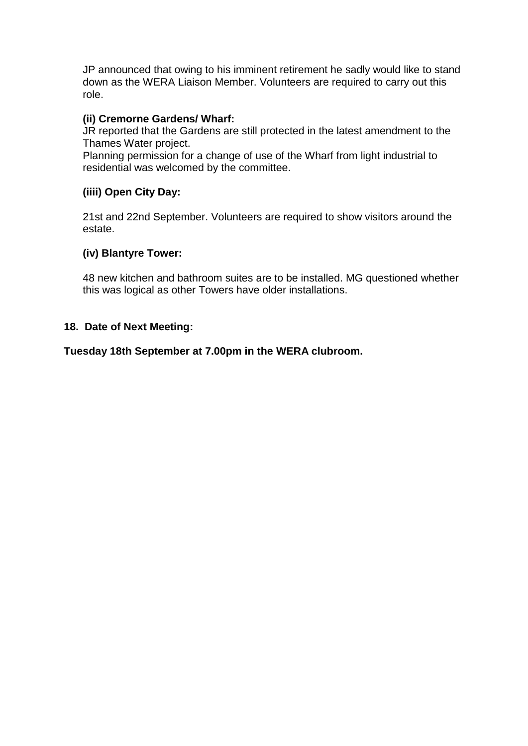JP announced that owing to his imminent retirement he sadly would like to stand down as the WERA Liaison Member. Volunteers are required to carry out this role.

**(ii) Cremorne Gardens/ Wharf:**

JR reported that the Gardens are still protected in the latest amendment to the Thames Water project.

Planning permission for a change of use of the Wharf from light industrial to residential was welcomed by the committee.

**(iiii) Open City Day:**

21st and 22nd September. Volunteers are required to show visitors around the estate.

**(iv) Blantyre Tower:**

48 new kitchen and bathroom suites are to be installed. MG questioned whether this was logical as other Towers have older installations.

**18. Date of Next Meeting:**

**Tuesday 18th September at 7.00pm in the WERA clubroom.**